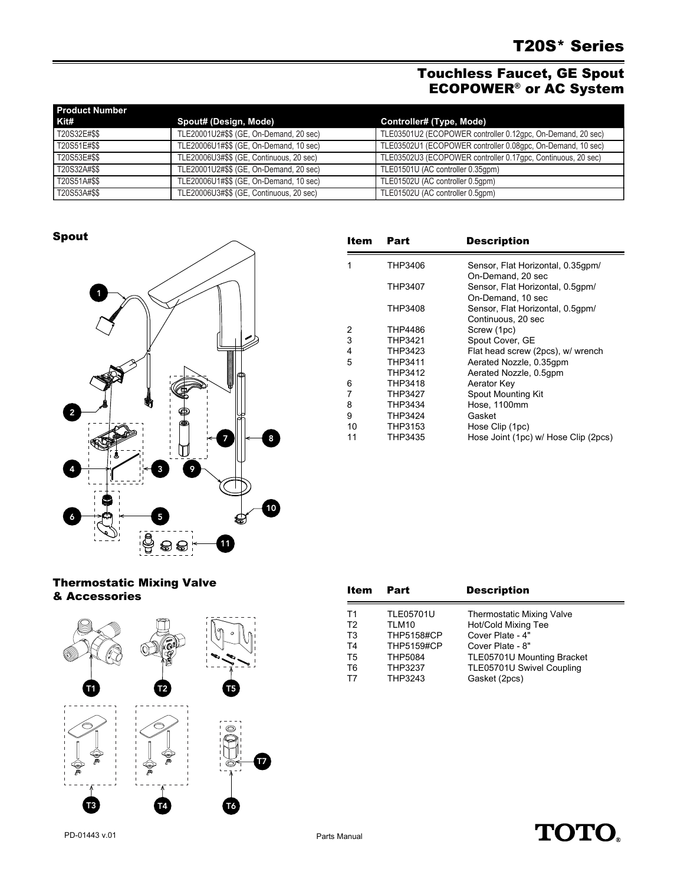# T20S* Series

## Touchless Faucet, GE Spout ECOPOWER® or AC System

| Product Number Kit# | Spout# (Design, Mode) | Controller# (Type, Mode) |
|---|---|---|
| T20S32E#$$ | TLE20001U2#$$ (GE, On-Demand, 20 sec) | TLE03501U2 (ECOPOWER controller 0.12gpc, On-Demand, 20 sec) |
| T20S51E#$$ | TLE20006U1#$$ (GE, On-Demand, 10 sec) | TLE03502U1 (ECOPOWER controller 0.08gpc, On-Demand, 10 sec) |
| T20S53E#$$ | TLE20006U3#$$ (GE, Continuous, 20 sec) | TLE03502U3 (ECOPOWER controller 0.17gpc, Continuous, 20 sec) |
| T20S32A#$$ | TLE20001U2#$$ (GE, On-Demand, 20 sec) | TLE01501U (AC controller 0.35gpm) |
| T20S51A#$$ | TLE20006U1#$$ (GE, On-Demand, 10 sec) | TLE01502U (AC controller 0.5gpm) |
| T20S53A#$$ | TLE20006U3#$$ (GE, Continuous, 20 sec) | TLE01502U (AC controller 0.5gpm) |

### Spout

| Item | Part | Description |
|---|---|---|
| 1 | THP3406 | Sensor, Flat Horizontal, 0.35gpm/ On-Demand, 20 sec |
| | THP3407 | Sensor, Flat Horizontal, 0.5gpm/ On-Demand, 10 sec |
| | THP3408 | Sensor, Flat Horizontal, 0.5gpm/ Continuous, 20 sec |
| 2 | THP4486 | Screw (1pc) |
| 3 | THP3421 | Spout Cover, GE |
| 4 | THP3423 | Flat head screw (2pcs), w/ wrench |
| 5 | THP3411 | Aerated Nozzle, 0.35gpm |
| | THP3412 | Aerated Nozzle, 0.5gpm |
| 6 | THP3418 | Aerator Key |
| 7 | THP3427 | Spout Mounting Kit |
| 8 | THP3434 | Hose, 1100mm |
| 9 | THP3424 | Gasket |
| 10 | THP3153 | Hose Clip (1pc) |
| 11 | THP3435 | Hose Joint (1pc) w/ Hose Clip (2pcs) |

### Thermostatic Mixing Valve & Accessories

| Item | Part | Description |
|---|---|---|
| T1 | TLE05701U | Thermostatic Mixing Valve |
| T2 | TLM10 | Hot/Cold Mixing Tee |
| T3 | THP5158#CP | Cover Plate - 4" |
| T4 | THP5159#CP | Cover Plate - 8" |
| T5 | THP5084 | TLE05701U Mounting Bracket |
| T6 | THP3237 | TLE05701U Swivel Coupling |
| T7 | THP3243 | Gasket (2pcs) |

PD-01443 v.01 Parts Manual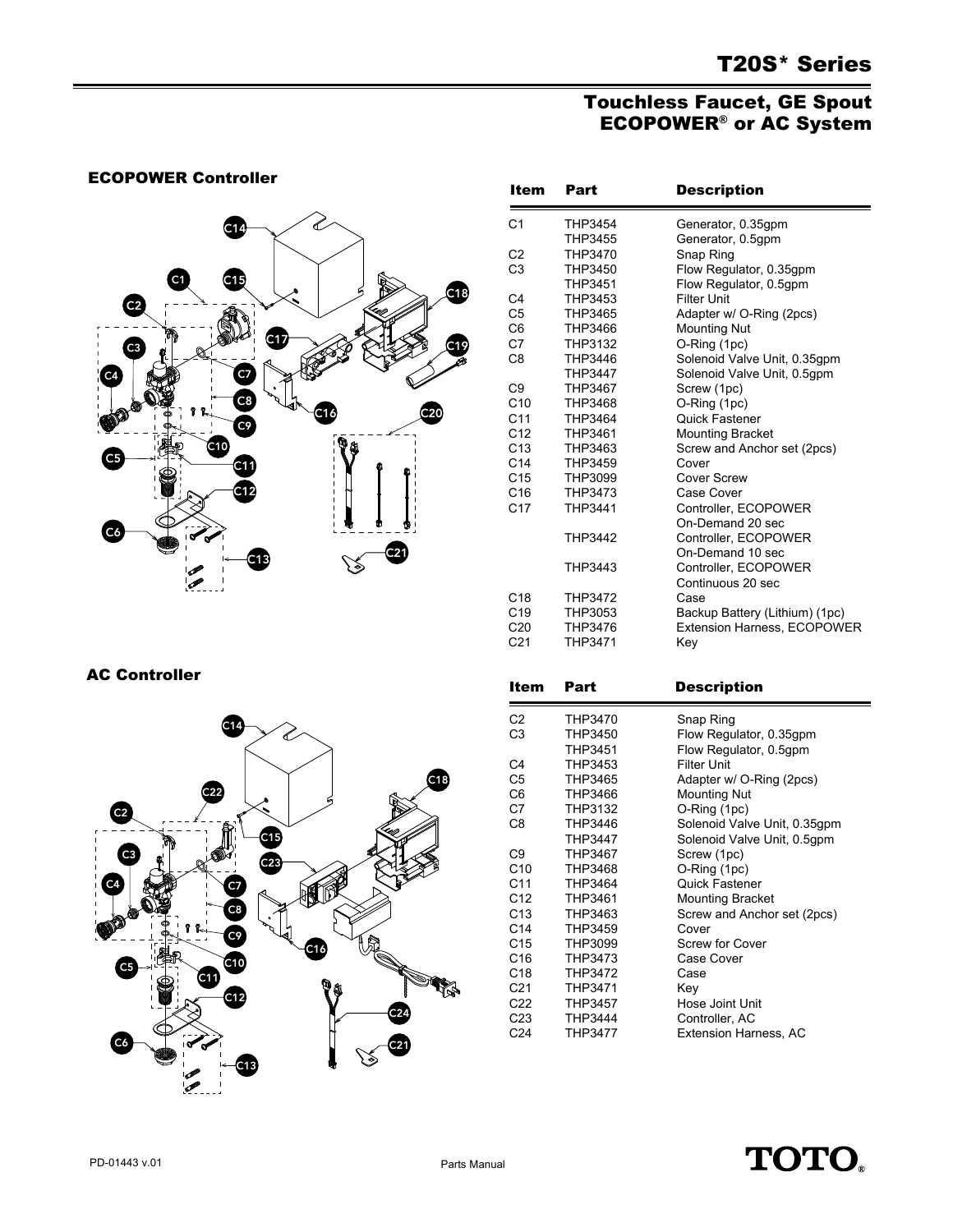# T20S* Series

## Touchless Faucet, GE Spout ECOPOWER® or AC System

### ECOPOWER Controller

| Item | Part | Description |
|---|---|---|
| C1 | THP3454 | Generator, 0.35gpm |
| | THP3455 | Generator, 0.5gpm |
| C2 | THP3470 | Snap Ring |
| C3 | THP3450 | Flow Regulator, 0.35gpm |
| | THP3451 | Flow Regulator, 0.5gpm |
| C4 | THP3453 | Filter Unit |
| C5 | THP3465 | Adapter w/ O-Ring (2pcs) |
| C6 | THP3466 | Mounting Nut |
| C7 | THP3132 | O-Ring (1pc) |
| C8 | THP3446 | Solenoid Valve Unit, 0.35gpm |
| | THP3447 | Solenoid Valve Unit, 0.5gpm |
| C9 | THP3467 | Screw (1pc) |
| C10 | THP3468 | O-Ring (1pc) |
| C11 | THP3464 | Quick Fastener |
| C12 | THP3461 | Mounting Bracket |
| C13 | THP3463 | Screw and Anchor set (2pcs) |
| C14 | THP3459 | Cover |
| C15 | THP3099 | Cover Screw |
| C16 | THP3473 | Case Cover |
| C17 | THP3441 | Controller, ECOPOWER On-Demand 20 sec |
| | THP3442 | Controller, ECOPOWER On-Demand 10 sec |
| | THP3443 | Controller, ECOPOWER Continuous 20 sec |
| C18 | THP3472 | Case |
| C19 | THP3053 | Backup Battery (Lithium) (1pc) |
| C20 | THP3476 | Extension Harness, ECOPOWER |
| C21 | THP3471 | Key |

### AC Controller

| Item | Part | Description |
|---|---|---|
| C2 | THP3470 | Snap Ring |
| C3 | THP3450 | Flow Regulator, 0.35gpm |
| | THP3451 | Flow Regulator, 0.5gpm |
| C4 | THP3453 | Filter Unit |
| C5 | THP3465 | Adapter w/ O-Ring (2pcs) |
| C6 | THP3466 | Mounting Nut |
| C7 | THP3132 | O-Ring (1pc) |
| C8 | THP3446 | Solenoid Valve Unit, 0.35gpm |
| | THP3447 | Solenoid Valve Unit, 0.5gpm |
| C9 | THP3467 | Screw (1pc) |
| C10 | THP3468 | O-Ring (1pc) |
| C11 | THP3464 | Quick Fastener |
| C12 | THP3461 | Mounting Bracket |
| C13 | THP3463 | Screw and Anchor set (2pcs) |
| C14 | THP3459 | Cover |
| C15 | THP3099 | Screw for Cover |
| C16 | THP3473 | Case Cover |
| C18 | THP3472 | Case |
| C21 | THP3471 | Key |
| C22 | THP3457 | Hose Joint Unit |
| C23 | THP3444 | Controller, AC |
| C24 | THP3477 | Extension Harness, AC |

PD-01443 v.01

Parts Manual